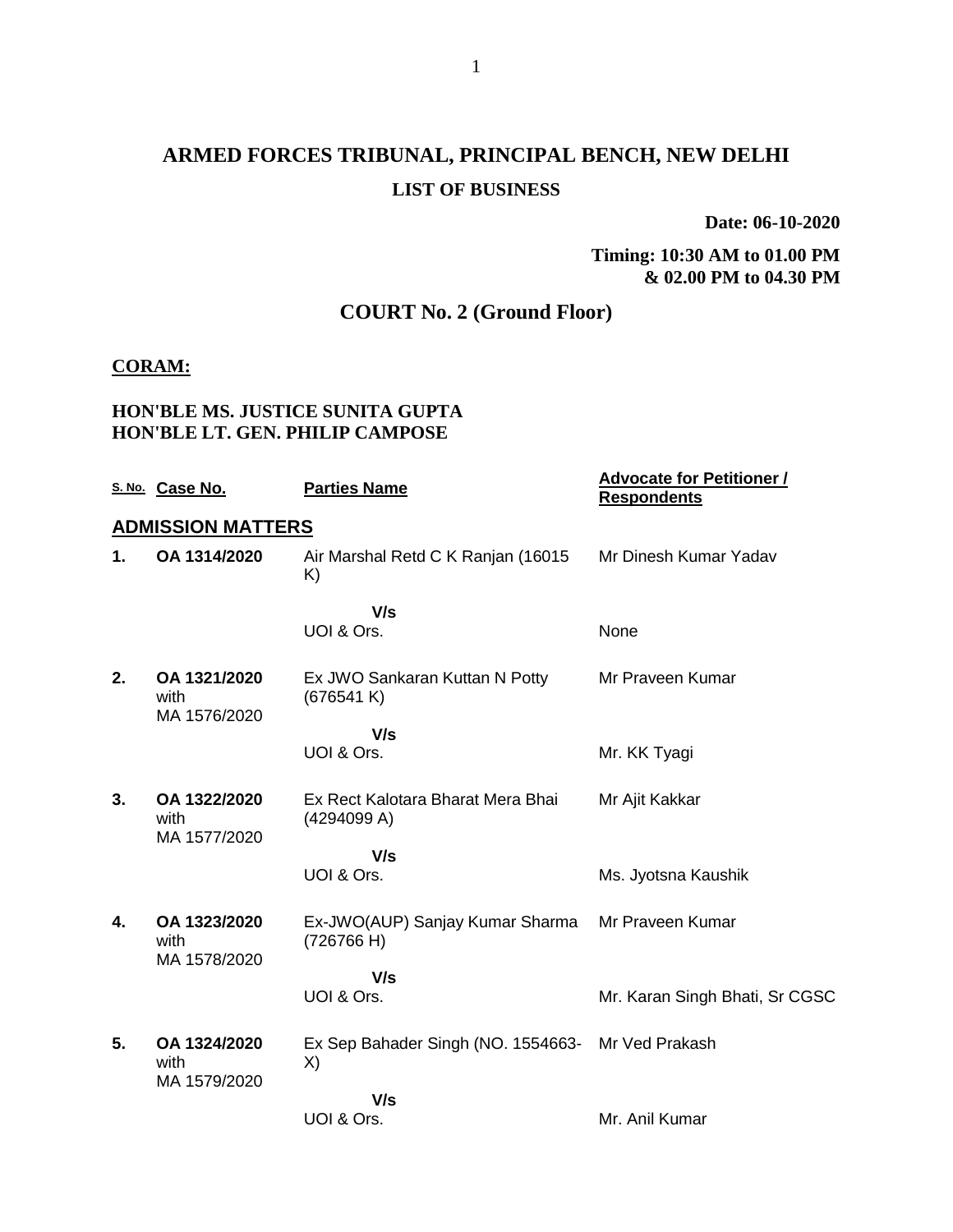# ARMED FORCES TRIBUNAL, PRINCIPAL BENCH, NEW DELHI

## LIST OF BUSINESS

**Date: 06-10-2020**

**Timing: 10:30 AM to 01.00 PM & 02.00 PM to 04.30 PM**

## COURT No. 2 (Ground Floor)

**CORAM:**

**HON'BLE MS. JUSTICE SUNITA GUPTA**
**HON'BLE LT. GEN. PHILIP CAMPOSE**

| S. No. | Case No. | Parties Name | Advocate for Petitioner / Respondents |
|---|---|---|---|
| **ADMISSION MATTERS** | | | |
| **1.** | **OA 1314/2020** | Air Marshal Retd C K Ranjan (16015 K) | Mr Dinesh Kumar Yadav |
| | | **V/s** | |
| | | UOI & Ors. | None |
| **2.** | **OA 1321/2020** with MA 1576/2020 | Ex JWO Sankaran Kuttan N Potty (676541 K) | Mr Praveen Kumar |
| | | **V/s** | |
| | | UOI & Ors. | Mr. KK Tyagi |
| **3.** | **OA 1322/2020** with MA 1577/2020 | Ex Rect Kalotara Bharat Mera Bhai (4294099 A) | Mr Ajit Kakkar |
| | | **V/s** | |
| | | UOI & Ors. | Ms. Jyotsna Kaushik |
| **4.** | **OA 1323/2020** with MA 1578/2020 | Ex-JWO(AUP) Sanjay Kumar Sharma (726766 H) | Mr Praveen Kumar |
| | | **V/s** | |
| | | UOI & Ors. | Mr. Karan Singh Bhati, Sr CGSC |
| **5.** | **OA 1324/2020** with MA 1579/2020 | Ex Sep Bahader Singh (NO. 1554663-X) | Mr Ved Prakash |
| | | **V/s** | |
| | | UOI & Ors. | Mr. Anil Kumar |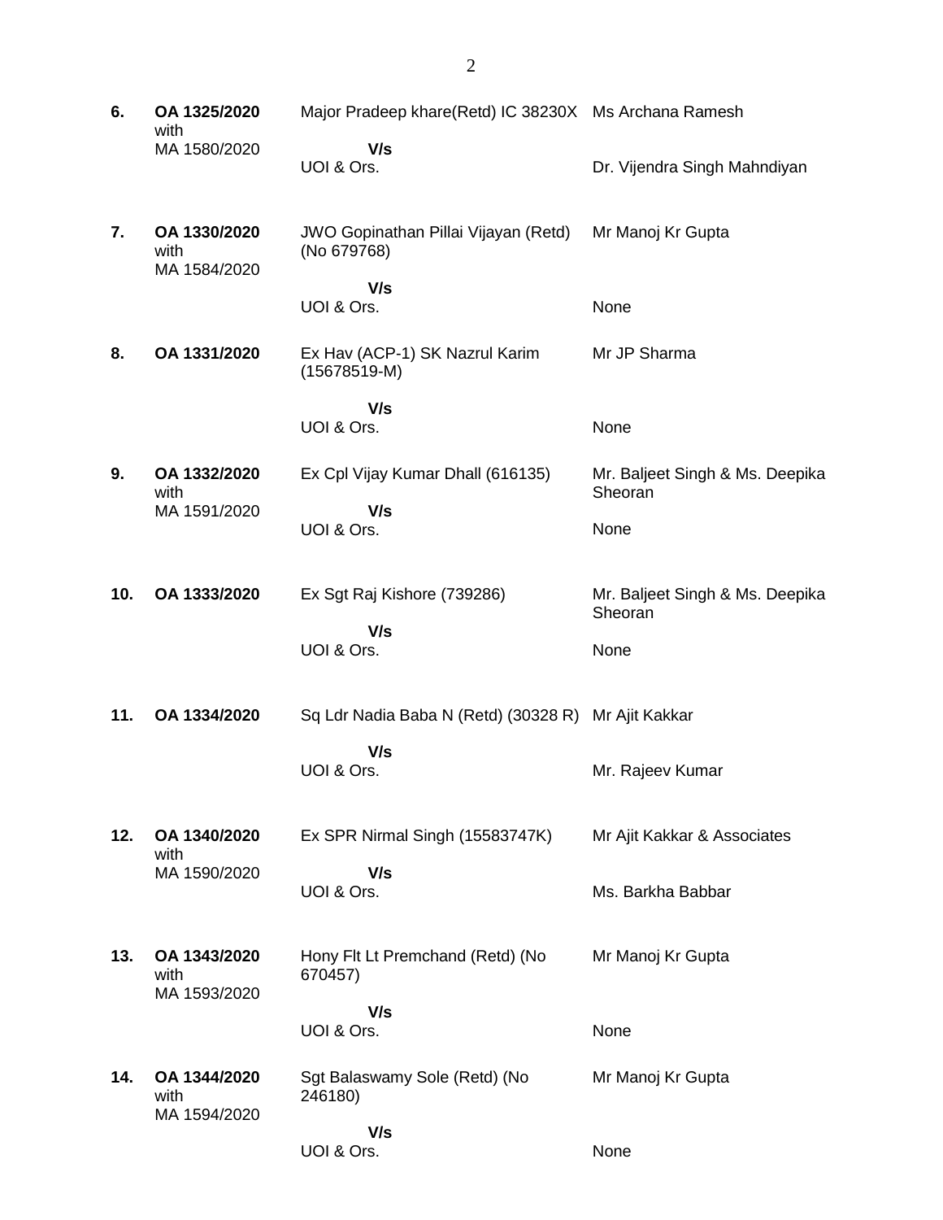| | | | |
|---|---|---|---|
| 6. | **OA 1325/2020** with MA 1580/2020 | Major Pradeep khare(Retd) IC 38230X **V/s** UOI & Ors. | Ms Archana Ramesh<br><br>Dr. Vijendra Singh Mahndiyan |
| 7. | **OA 1330/2020** with MA 1584/2020 | JWO Gopinathan Pillai Vijayan (Retd) (No 679768) **V/s** UOI & Ors. | Mr Manoj Kr Gupta<br><br>None |
| 8. | **OA 1331/2020** | Ex Hav (ACP-1) SK Nazrul Karim (15678519-M) **V/s** UOI & Ors. | Mr JP Sharma<br><br>None |
| 9. | **OA 1332/2020** with MA 1591/2020 | Ex Cpl Vijay Kumar Dhall (616135) **V/s** UOI & Ors. | Mr. Baljeet Singh & Ms. Deepika Sheoran<br><br>None |
| 10. | **OA 1333/2020** | Ex Sgt Raj Kishore (739286) **V/s** UOI & Ors. | Mr. Baljeet Singh & Ms. Deepika Sheoran<br><br>None |
| 11. | **OA 1334/2020** | Sq Ldr Nadia Baba N (Retd) (30328 R) **V/s** UOI & Ors. | Mr Ajit Kakkar<br><br>Mr. Rajeev Kumar |
| 12. | **OA 1340/2020** with MA 1590/2020 | Ex SPR Nirmal Singh (15583747K) **V/s** UOI & Ors. | Mr Ajit Kakkar & Associates<br><br>Ms. Barkha Babbar |
| 13. | **OA 1343/2020** with MA 1593/2020 | Hony Flt Lt Premchand (Retd) (No 670457) **V/s** UOI & Ors. | Mr Manoj Kr Gupta<br><br>None |
| 14. | **OA 1344/2020** with MA 1594/2020 | Sgt Balaswamy Sole (Retd) (No 246180) **V/s** UOI & Ors. | Mr Manoj Kr Gupta<br><br>None |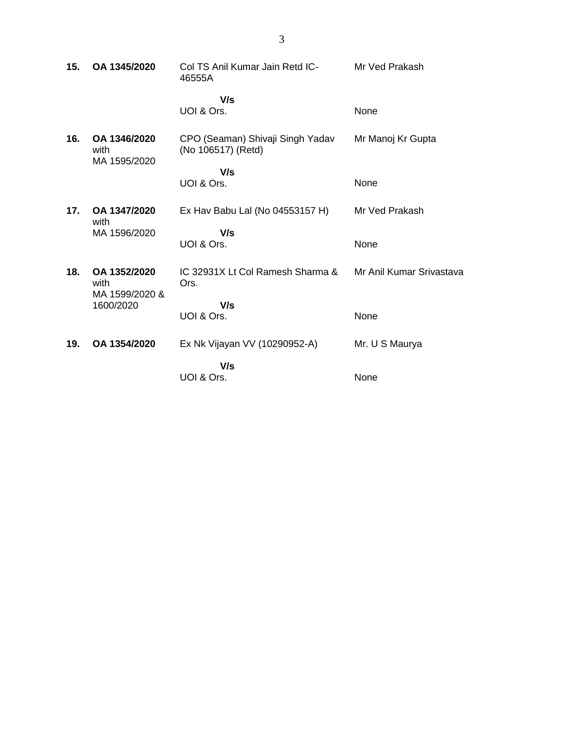| | | | |
|---|---|---|---|
| **15.** | **OA 1345/2020** | Col TS Anil Kumar Jain Retd IC-46555A | Mr Ved Prakash |
| | | **V/s** | |
| | | UOI & Ors. | None |
| **16.** | **OA 1346/2020** with MA 1595/2020 | CPO (Seaman) Shivaji Singh Yadav (No 106517) (Retd) | Mr Manoj Kr Gupta |
| | | **V/s** | |
| | | UOI & Ors. | None |
| **17.** | **OA 1347/2020** with MA 1596/2020 | Ex Hav Babu Lal (No 04553157 H) | Mr Ved Prakash |
| | | **V/s** | |
| | | UOI & Ors. | None |
| **18.** | **OA 1352/2020** with MA 1599/2020 & 1600/2020 | IC 32931X Lt Col Ramesh Sharma & Ors. | Mr Anil Kumar Srivastava |
| | | **V/s** | |
| | | UOI & Ors. | None |
| **19.** | **OA 1354/2020** | Ex Nk Vijayan VV (10290952-A) | Mr. U S Maurya |
| | | **V/s** | |
| | | UOI & Ors. | None |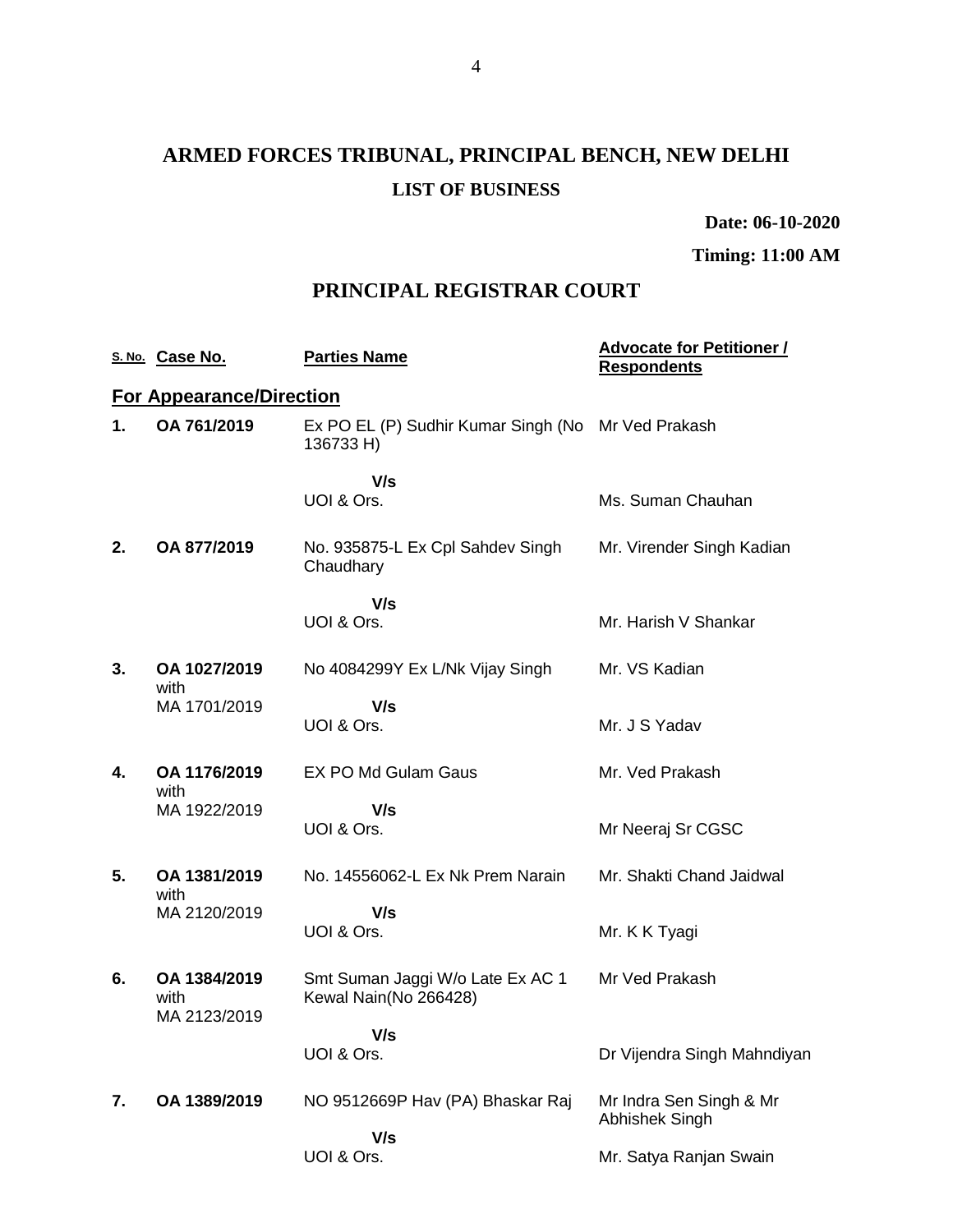# ARMED FORCES TRIBUNAL, PRINCIPAL BENCH, NEW DELHI

## LIST OF BUSINESS

**Date: 06-10-2020**

**Timing: 11:00 AM**

## PRINCIPAL REGISTRAR COURT

| S. No. | Case No. | Parties Name | Advocate for Petitioner / Respondents |
|---|---|---|---|
| **For Appearance/Direction** | | | |
| **1.** | **OA 761/2019** | Ex PO EL (P) Sudhir Kumar Singh (No 136733 H) | Mr Ved Prakash |
| | | **V/s** UOI & Ors. | Ms. Suman Chauhan |
| **2.** | **OA 877/2019** | No. 935875-L Ex Cpl Sahdev Singh Chaudhary | Mr. Virender Singh Kadian |
| | | **V/s** UOI & Ors. | Mr. Harish V Shankar |
| **3.** | **OA 1027/2019** with MA 1701/2019 | No 4084299Y Ex L/Nk Vijay Singh | Mr. VS Kadian |
| | | **V/s** UOI & Ors. | Mr. J S Yadav |
| **4.** | **OA 1176/2019** with MA 1922/2019 | EX PO Md Gulam Gaus | Mr. Ved Prakash |
| | | **V/s** UOI & Ors. | Mr Neeraj Sr CGSC |
| **5.** | **OA 1381/2019** with MA 2120/2019 | No. 14556062-L Ex Nk Prem Narain | Mr. Shakti Chand Jaidwal |
| | | **V/s** UOI & Ors. | Mr. K K Tyagi |
| **6.** | **OA 1384/2019** with MA 2123/2019 | Smt Suman Jaggi W/o Late Ex AC 1 Kewal Nain(No 266428) | Mr Ved Prakash |
| | | **V/s** UOI & Ors. | Dr Vijendra Singh Mahndiyan |
| **7.** | **OA 1389/2019** | NO 9512669P Hav (PA) Bhaskar Raj | Mr Indra Sen Singh & Mr Abhishek Singh |
| | | **V/s** UOI & Ors. | Mr. Satya Ranjan Swain |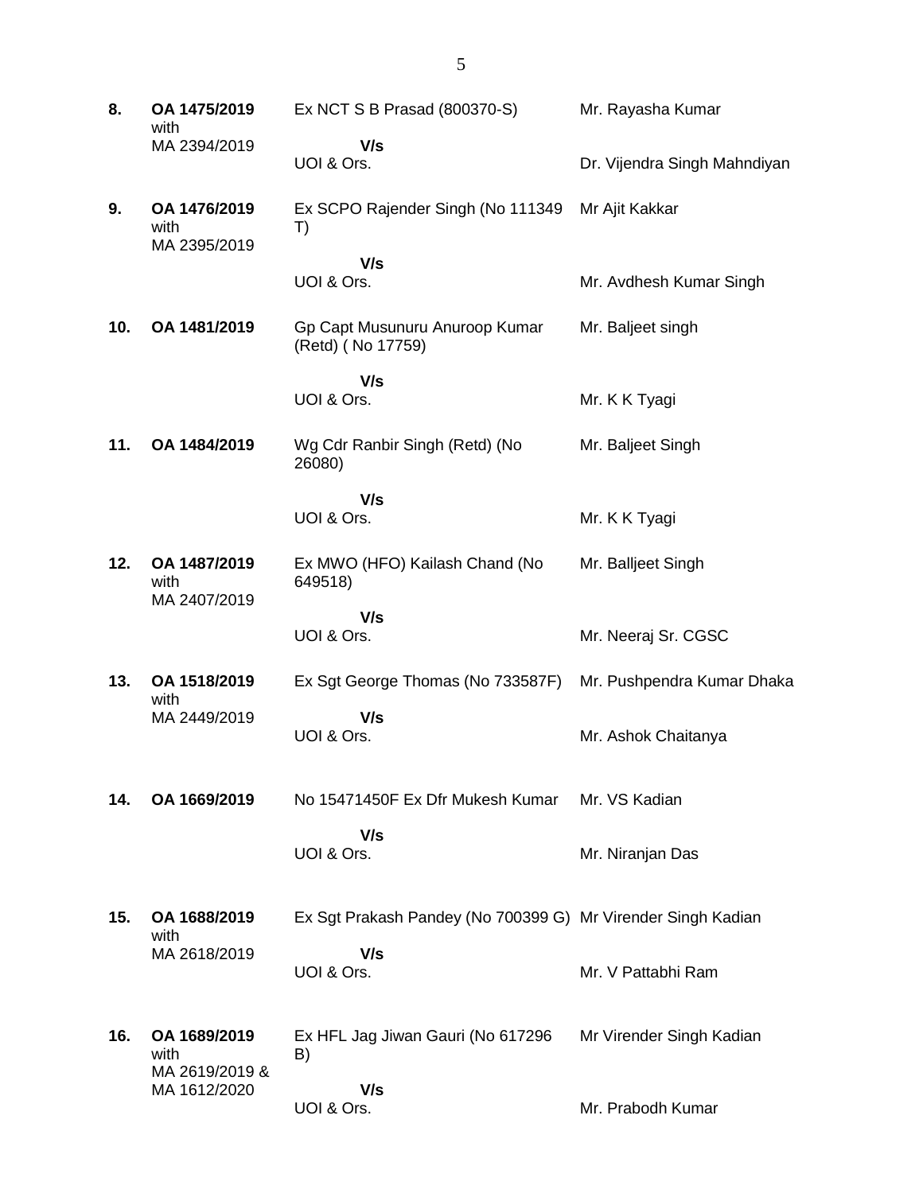| | | | |
|---|---|---|---|
| **8.** | **OA 1475/2019** with MA 2394/2019 | Ex NCT S B Prasad (800370-S) **V/s** UOI & Ors. | Mr. Rayasha Kumar<br>Dr. Vijendra Singh Mahndiyan |
| **9.** | **OA 1476/2019** with MA 2395/2019 | Ex SCPO Rajender Singh (No 111349 T) **V/s** UOI & Ors. | Mr Ajit Kakkar<br>Mr. Avdhesh Kumar Singh |
| **10.** | **OA 1481/2019** | Gp Capt Musunuru Anuroop Kumar (Retd) ( No 17759) **V/s** UOI & Ors. | Mr. Baljeet singh<br>Mr. K K Tyagi |
| **11.** | **OA 1484/2019** | Wg Cdr Ranbir Singh (Retd) (No 26080) **V/s** UOI & Ors. | Mr. Baljeet Singh<br>Mr. K K Tyagi |
| **12.** | **OA 1487/2019** with MA 2407/2019 | Ex MWO (HFO) Kailash Chand (No 649518) **V/s** UOI & Ors. | Mr. Balljeet Singh<br>Mr. Neeraj Sr. CGSC |
| **13.** | **OA 1518/2019** with MA 2449/2019 | Ex Sgt George Thomas (No 733587F) **V/s** UOI & Ors. | Mr. Pushpendra Kumar Dhaka<br>Mr. Ashok Chaitanya |
| **14.** | **OA 1669/2019** | No 15471450F Ex Dfr Mukesh Kumar **V/s** UOI & Ors. | Mr. VS Kadian<br>Mr. Niranjan Das |
| **15.** | **OA 1688/2019** with MA 2618/2019 | Ex Sgt Prakash Pandey (No 700399 G) **V/s** UOI & Ors. | Mr Virender Singh Kadian<br>Mr. V Pattabhi Ram |
| **16.** | **OA 1689/2019** with MA 2619/2019 & MA 1612/2020 | Ex HFL Jag Jiwan Gauri (No 617296 B) **V/s** UOI & Ors. | Mr Virender Singh Kadian<br>Mr. Prabodh Kumar |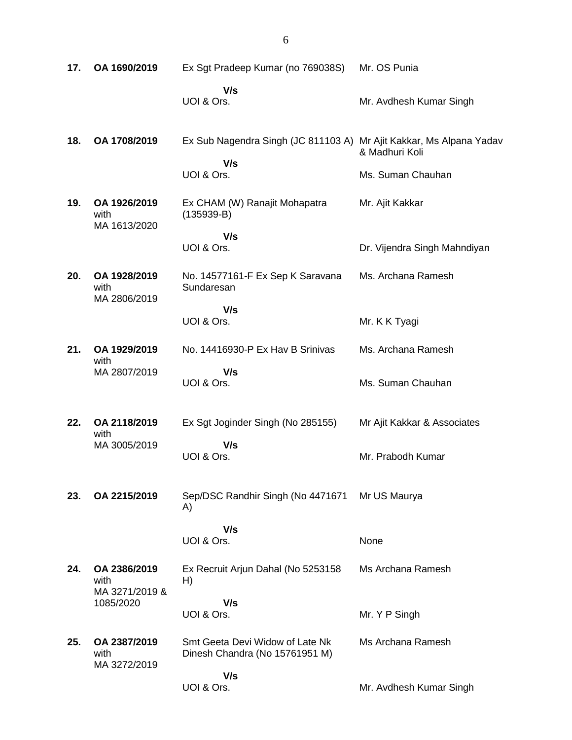| | | | |
|---|---|---|---|
| **17.** | **OA 1690/2019** | Ex Sgt Pradeep Kumar (no 769038S)<br><br>**V/s**<br>UOI & Ors. | Mr. OS Punia<br><br><br>Mr. Avdhesh Kumar Singh |
| **18.** | **OA 1708/2019** | Ex Sub Nagendra Singh (JC 811103 A)<br><br>**V/s**<br>UOI & Ors. | Mr Ajit Kakkar, Ms Alpana Yadav & Madhuri Koli<br><br>Ms. Suman Chauhan |
| **19.** | **OA 1926/2019** with MA 1613/2020 | Ex CHAM (W) Ranajit Mohapatra (135939-B)<br><br>**V/s**<br>UOI & Ors. | Mr. Ajit Kakkar<br><br><br>Dr. Vijendra Singh Mahndiyan |
| **20.** | **OA 1928/2019** with MA 2806/2019 | No. 14577161-F Ex Sep K Saravana Sundaresan<br><br>**V/s**<br>UOI & Ors. | Ms. Archana Ramesh<br><br><br>Mr. K K Tyagi |
| **21.** | **OA 1929/2019** with MA 2807/2019 | No. 14416930-P Ex Hav B Srinivas<br><br>**V/s**<br>UOI & Ors. | Ms. Archana Ramesh<br><br><br>Ms. Suman Chauhan |
| **22.** | **OA 2118/2019** with MA 3005/2019 | Ex Sgt Joginder Singh (No 285155)<br><br>**V/s**<br>UOI & Ors. | Mr Ajit Kakkar & Associates<br><br><br>Mr. Prabodh Kumar |
| **23.** | **OA 2215/2019** | Sep/DSC Randhir Singh (No 4471671 A)<br><br>**V/s**<br>UOI & Ors. | Mr US Maurya<br><br><br>None |
| **24.** | **OA 2386/2019** with MA 3271/2019 & 1085/2020 | Ex Recruit Arjun Dahal (No 5253158 H)<br><br>**V/s**<br>UOI & Ors. | Ms Archana Ramesh<br><br><br>Mr. Y P Singh |
| **25.** | **OA 2387/2019** with MA 3272/2019 | Smt Geeta Devi Widow of Late Nk Dinesh Chandra (No 15761951 M)<br><br>**V/s**<br>UOI & Ors. | Ms Archana Ramesh<br><br><br>Mr. Avdhesh Kumar Singh |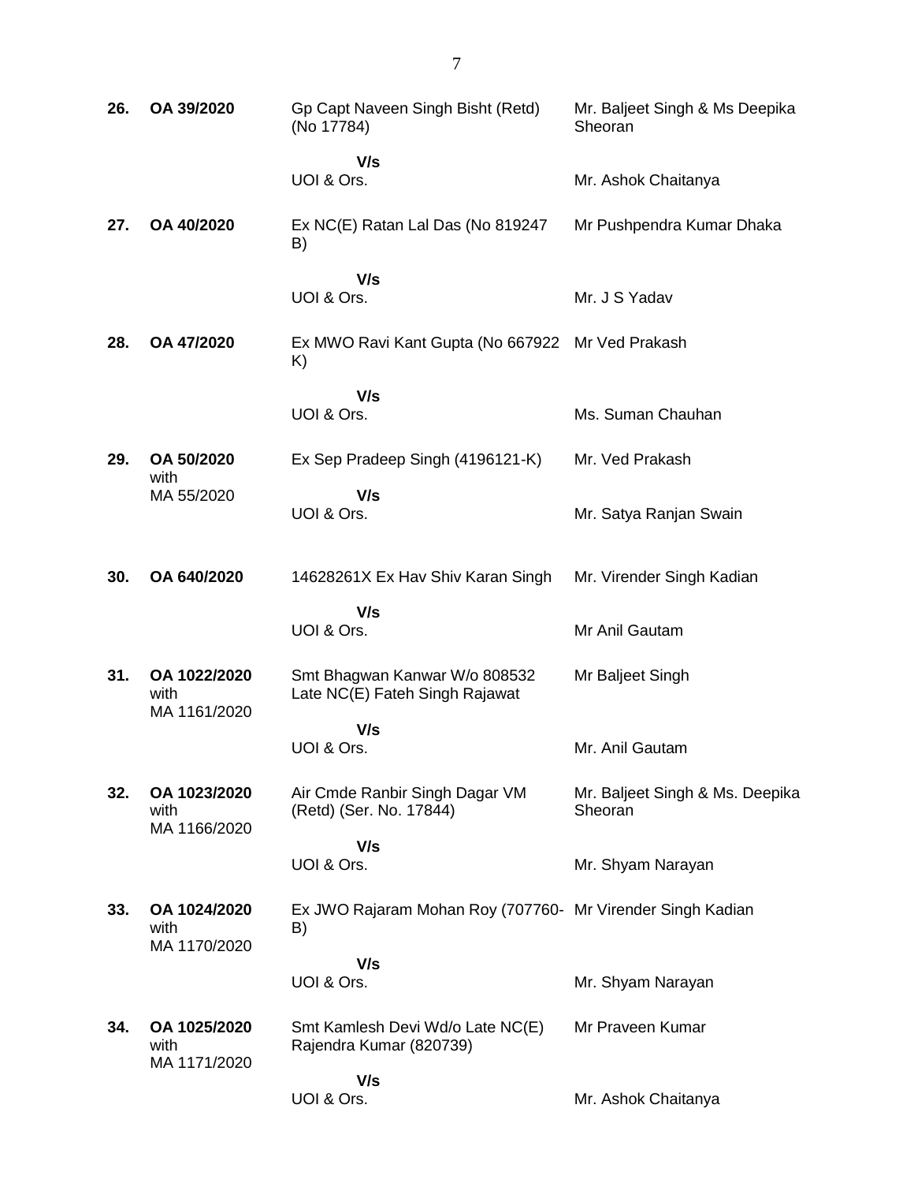| | | | |
|---|---|---|---|
| **26.** | **OA 39/2020** | Gp Capt Naveen Singh Bisht (Retd) (No 17784) | Mr. Baljeet Singh & Ms Deepika Sheoran |
| | | **V/s** UOI & Ors. | Mr. Ashok Chaitanya |
| **27.** | **OA 40/2020** | Ex NC(E) Ratan Lal Das (No 819247 B) | Mr Pushpendra Kumar Dhaka |
| | | **V/s** UOI & Ors. | Mr. J S Yadav |
| **28.** | **OA 47/2020** | Ex MWO Ravi Kant Gupta (No 667922 K) | Mr Ved Prakash |
| | | **V/s** UOI & Ors. | Ms. Suman Chauhan |
| **29.** | **OA 50/2020** with MA 55/2020 | Ex Sep Pradeep Singh (4196121-K) | Mr. Ved Prakash |
| | | **V/s** UOI & Ors. | Mr. Satya Ranjan Swain |
| **30.** | **OA 640/2020** | 14628261X Ex Hav Shiv Karan Singh | Mr. Virender Singh Kadian |
| | | **V/s** UOI & Ors. | Mr Anil Gautam |
| **31.** | **OA 1022/2020** with MA 1161/2020 | Smt Bhagwan Kanwar W/o 808532 Late NC(E) Fateh Singh Rajawat | Mr Baljeet Singh |
| | | **V/s** UOI & Ors. | Mr. Anil Gautam |
| **32.** | **OA 1023/2020** with MA 1166/2020 | Air Cmde Ranbir Singh Dagar VM (Retd) (Ser. No. 17844) | Mr. Baljeet Singh & Ms. Deepika Sheoran |
| | | **V/s** UOI & Ors. | Mr. Shyam Narayan |
| **33.** | **OA 1024/2020** with MA 1170/2020 | Ex JWO Rajaram Mohan Roy (707760-B) | Mr Virender Singh Kadian |
| | | **V/s** UOI & Ors. | Mr. Shyam Narayan |
| **34.** | **OA 1025/2020** with MA 1171/2020 | Smt Kamlesh Devi Wd/o Late NC(E) Rajendra Kumar (820739) | Mr Praveen Kumar |
| | | **V/s** UOI & Ors. | Mr. Ashok Chaitanya |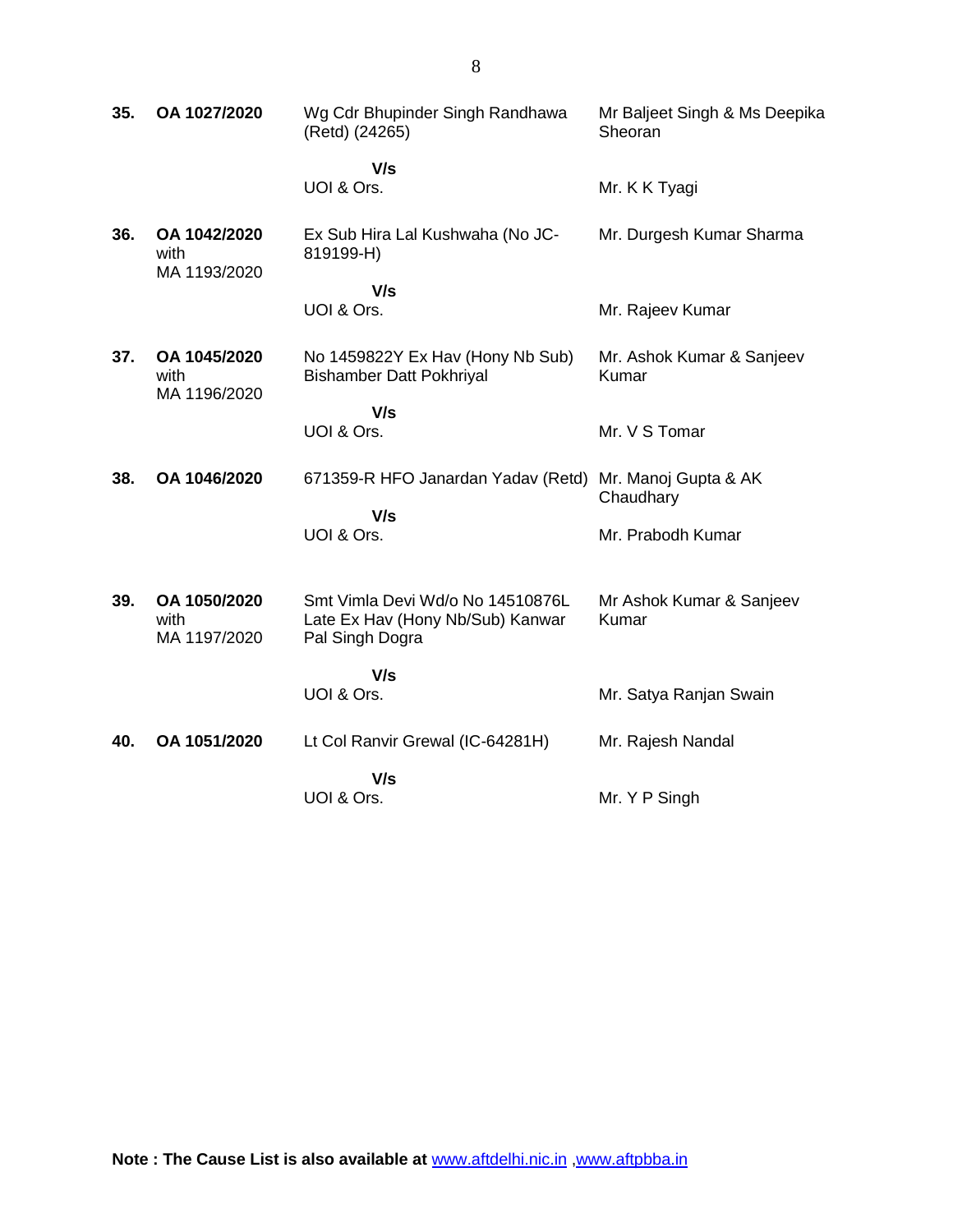| | | | |
|---|---|---|---|
| **35.** | **OA 1027/2020** | Wg Cdr Bhupinder Singh Randhawa (Retd) (24265)<br><br>**V/s**<br>UOI & Ors. | Mr Baljeet Singh & Ms Deepika Sheoran<br><br>Mr. K K Tyagi |
| **36.** | **OA 1042/2020** with MA 1193/2020 | Ex Sub Hira Lal Kushwaha (No JC-819199-H)<br><br>**V/s**<br>UOI & Ors. | Mr. Durgesh Kumar Sharma<br><br>Mr. Rajeev Kumar |
| **37.** | **OA 1045/2020** with MA 1196/2020 | No 1459822Y Ex Hav (Hony Nb Sub) Bishamber Datt Pokhriyal<br><br>**V/s**<br>UOI & Ors. | Mr. Ashok Kumar & Sanjeev Kumar<br><br>Mr. V S Tomar |
| **38.** | **OA 1046/2020** | 671359-R HFO Janardan Yadav (Retd)<br><br>**V/s**<br>UOI & Ors. | Mr. Manoj Gupta & AK Chaudhary<br><br>Mr. Prabodh Kumar |
| **39.** | **OA 1050/2020** with MA 1197/2020 | Smt Vimla Devi Wd/o No 14510876L Late Ex Hav (Hony Nb/Sub) Kanwar Pal Singh Dogra<br><br>**V/s**<br>UOI & Ors. | Mr Ashok Kumar & Sanjeev Kumar<br><br>Mr. Satya Ranjan Swain |
| **40.** | **OA 1051/2020** | Lt Col Ranvir Grewal (IC-64281H)<br><br>**V/s**<br>UOI & Ors. | Mr. Rajesh Nandal<br><br>Mr. Y P Singh |

**Note : The Cause List is also available at** www.aftdelhi.nic.in ,www.aftpbba.in